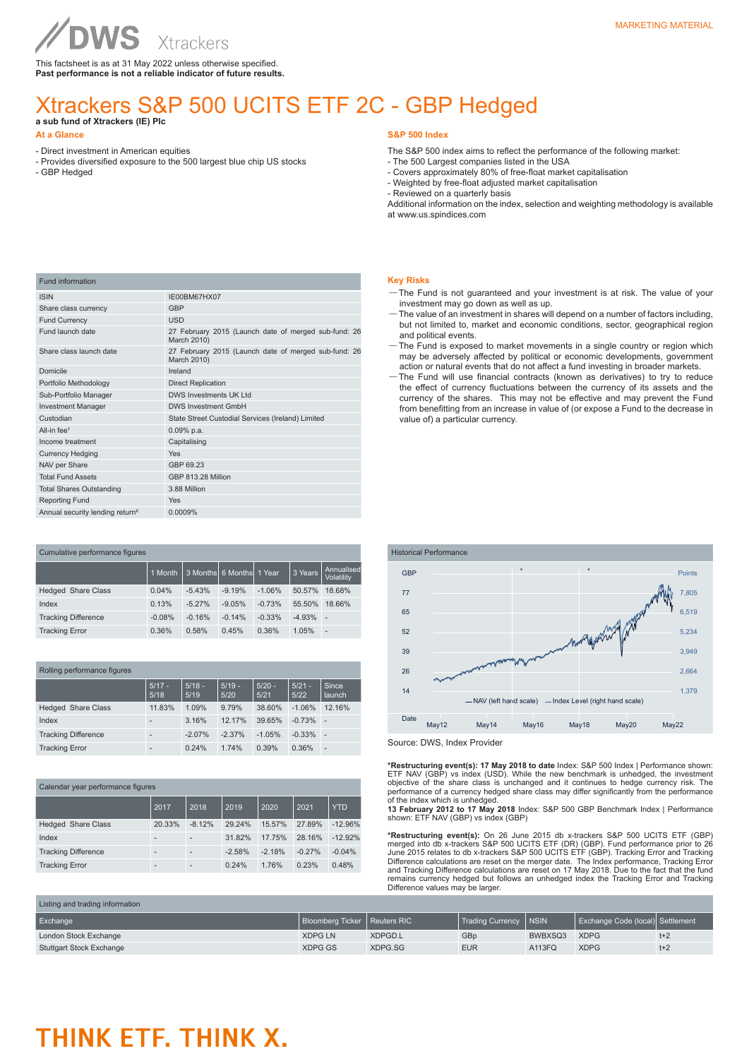MARKETING MARKETING

This factsheet is as at 31 May 2022 unless otherwise specified.
**Past performance is not a reliable indicator of future results.**

# Xtrackers S&P 500 UCITS ETF 2C - GBP Hedged

**a sub fund of Xtrackers (IE) Plc**

## At a Glance

- Direct investment in American equities
- Provides diversified exposure to the 500 largest blue chip US stocks
- GBP Hedged

## S&P 500 Index

The S&P 500 index aims to reflect the performance of the following market:
- The 500 Largest companies listed in the USA
- Covers approximately 80% of free-float market capitalisation
- Weighted by free-float adjusted market capitalisation
- Reviewed on a quarterly basis

Additional information on the index, selection and weighting methodology is available at www.us.spindices.com

| Fund information | |
|---|---|
| ISIN | IE00BM67HX07 |
| Share class currency | GBP |
| Fund Currency | USD |
| Fund launch date | 27 February 2015 (Launch date of merged sub-fund: 26 March 2010) |
| Share class launch date | 27 February 2015 (Launch date of merged sub-fund: 26 March 2010) |
| Domicile | Ireland |
| Portfolio Methodology | Direct Replication |
| Sub-Portfolio Manager | DWS Investments UK Ltd |
| Investment Manager | DWS Investment GmbH |
| Custodian | State Street Custodial Services (Ireland) Limited |
| All-in fee[1] | 0.09% p.a. |
| Income treatment | Capitalising |
| Currency Hedging | Yes |
| NAV per Share | GBP 69.23 |
| Total Fund Assets | GBP 813.28 Million |
| Total Shares Outstanding | 3.88 Million |
| Reporting Fund | Yes |
| Annual security lending return[2] | 0.0009% |

## Key Risks

- The Fund is not guaranteed and your investment is at risk. The value of your investment may go down as well as up.
- The value of an investment in shares will depend on a number of factors including, but not limited to, market and economic conditions, sector, geographical region and political events.
- The Fund is exposed to market movements in a single country or region which may be adversely affected by political or economic developments, government action or natural events that do not affect a fund investing in broader markets.
- The Fund will use financial contracts (known as derivatives) to try to reduce the effect of currency fluctuations between the currency of its assets and the currency of the shares. This may not be effective and may prevent the Fund from benefitting from an increase in value of (or expose a Fund to the decrease in value of) a particular currency.

### Cumulative performance figures

| | 1 Month | 3 Months | 6 Months | 1 Year | 3 Years | Annualised Volatility |
|---|---|---|---|---|---|---|
| Hedged Share Class | 0.04% | -5.43% | -9.19% | -1.06% | 50.57% | 18.68% |
| Index | 0.13% | -5.27% | -9.05% | -0.73% | 55.50% | 18.66% |
| Tracking Difference | -0.08% | -0.16% | -0.14% | -0.33% | -4.93% | - |
| Tracking Error | 0.36% | 0.58% | 0.45% | 0.36% | 1.05% | - |

### Rolling performance figures

| | 5/17 - 5/18 | 5/18 - 5/19 | 5/19 - 5/20 | 5/20 - 5/21 | 5/21 - 5/22 | Since launch |
|---|---|---|---|---|---|---|
| Hedged Share Class | 11.83% | 1.09% | 9.79% | 38.60% | -1.06% | 12.16% |
| Index | - | 3.16% | 12.17% | 39.65% | -0.73% | - |
| Tracking Difference | - | -2.07% | -2.37% | -1.05% | -0.33% | - |
| Tracking Error | - | 0.24% | 1.74% | 0.39% | 0.36% | - |

### Calendar year performance figures

| | 2017 | 2018 | 2019 | 2020 | 2021 | YTD |
|---|---|---|---|---|---|---|
| Hedged Share Class | 20.33% | -8.12% | 29.24% | 15.57% | 27.89% | -12.96% |
| Index | - | - | 31.82% | 17.75% | 28.16% | -12.92% |
| Tracking Difference | - | - | -2.58% | -2.18% | -0.27% | -0.04% |
| Tracking Error | - | - | 0.24% | 1.76% | 0.23% | 0.48% |

### Historical Performance

Source: DWS, Index Provider

***Restructuring event(s): 17 May 2018 to date** Index: S&P 500 Index | Performance shown: ETF NAV (GBP) vs index (USD). While the new benchmark is unhedged, the investment objective of the share class is unchanged and it continues to hedge currency risk. The performance of a currency hedged share class may differ significantly from the performance of the index which is unhedged.
**13 February 2012 to 17 May 2018** Index: S&P 500 GBP Benchmark Index | Performance shown: ETF NAV (GBP) vs index (GBP)

***Restructuring event(s):** On 26 June 2015 db x-trackers S&P 500 UCITS ETF (GBP) merged into db x-trackers S&P 500 UCITS ETF (DR) (GBP). Fund performance prior to 26 June 2015 relates to db x-trackers S&P 500 UCITS ETF (GBP). Tracking Error and Tracking Difference calculations are reset on the merger date. The Index performance, Tracking Error and Tracking Difference calculations are reset on 17 May 2018. Due to the fact that the fund remains currency hedged but follows an unhedged index the Tracking Error and Tracking Difference values may be larger.

### Listing and trading information

| Exchange | Bloomberg Ticker | Reuters RIC | Trading Currency | NSIN | Exchange Code (local) | Settlement |
|---|---|---|---|---|---|---|
| London Stock Exchange | XDPG LN | XDPGD.L | GBp | BWBXSQ3 | XDPG | t+2 |
| Stuttgart Stock Exchange | XDPG GS | XDPG.SG | EUR | A113FQ | XDPG | t+2 |

THINK ETF. THINK X.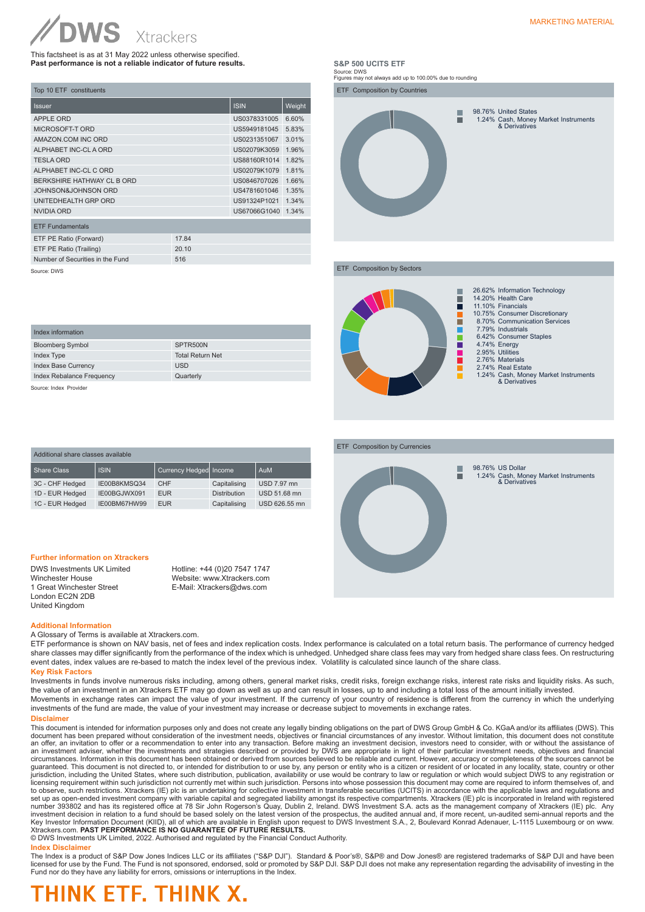MARKETING MATERIAL

DWS Xtrackers

This factsheet is as at 31 May 2022 unless otherwise specified.
**Past performance is not a reliable indicator of future results.**

## S&P 500 UCITS ETF

Source: DWS
Figures may not always add up to 100.00% due to rounding

### Top 10 ETF constituents

| Issuer | ISIN | Weight |
|---|---|---|
| APPLE ORD | US0378331005 | 6.60% |
| MICROSOFT-T ORD | US5949181045 | 5.83% |
| AMAZON.COM INC ORD | US0231351067 | 3.01% |
| ALPHABET INC-CL A ORD | US02079K3059 | 1.96% |
| TESLA ORD | US88160R1014 | 1.82% |
| ALPHABET INC-CL C ORD | US02079K1079 | 1.81% |
| BERKSHIRE HATHAWAY CL B ORD | US0846707026 | 1.66% |
| JOHNSON&JOHNSON ORD | US4781601046 | 1.35% |
| UNITEDHEALTH GRP ORD | US91324P1021 | 1.34% |
| NVIDIA ORD | US67066G1040 | 1.34% |

### ETF Fundamentals

| | |
|---|---|
| ETF PE Ratio (Forward) | 17.84 |
| ETF PE Ratio (Trailing) | 20.10 |
| Number of Securities in the Fund | 516 |

Source: DWS

### ETF Composition by Countries

98.76% United States
1.24% Cash, Money Market Instruments & Derivatives

### ETF Composition by Sectors

26.62% Information Technology
14.20% Health Care
11.10% Financials
10.75% Consumer Discretionary
8.70% Communication Services
7.79% Industrials
6.42% Consumer Staples
4.74% Energy
2.95% Utilities
2.76% Materials
2.74% Real Estate
1.24% Cash, Money Market Instruments & Derivatives

### Index information

| | |
|---|---|
| Bloomberg Symbol | SPTR500N |
| Index Type | Total Return Net |
| Index Base Currency | USD |
| Index Rebalance Frequency | Quarterly |

Source: Index Provider

### ETF Composition by Currencies

98.76% US Dollar
1.24% Cash, Money Market Instruments & Derivatives

### Additional share classes available

| Share Class | ISIN | Currency Hedged | Income | AuM |
|---|---|---|---|---|
| 3C - CHF Hedged | IE00B8KMSQ34 | CHF | Capitalising | USD 7.97 mn |
| 1D - EUR Hedged | IE00BGJWX091 | EUR | Distribution | USD 51.68 mn |
| 1C - EUR Hedged | IE00BM67HW99 | EUR | Capitalising | USD 626.55 mn |

### Further information on Xtrackers

DWS Investments UK Limited
Winchester House
1 Great Winchester Street
London EC2N 2DB
United Kingdom

Hotline: +44 (0)20 7547 1747
Website: www.Xtrackers.com
E-Mail: Xtrackers@dws.com

### Additional Information

A Glossary of Terms is available at Xtrackers.com.

ETF performance is shown on NAV basis, net of fees and index replication costs. Index performance is calculated on a total return basis. The performance of currency hedged share classes may differ significantly from the performance of the index which is unhedged. Unhedged share class fees may vary from hedged share class fees. On restructuring event dates, index values are re-based to match the index level of the previous index. Volatility is calculated since launch of the share class.

### Key Risk Factors

Investments in funds involve numerous risks including, among others, general market risks, credit risks, foreign exchange risks, interest rate risks and liquidity risks. As such, the value of an investment in an Xtrackers ETF may go down as well as up and can result in losses, up to and including a total loss of the amount initially invested.

Movements in exchange rates can impact the value of your investment. If the currency of your country of residence is different from the currency in which the underlying investments of the fund are made, the value of your investment may increase or decrease subject to movements in exchange rates.

### Disclaimer

This document is intended for information purposes only and does not create any legally binding obligations on the part of DWS Group GmbH & Co. KGaA and/or its affiliates (DWS). This document has been prepared without consideration of the investment needs, objectives or financial circumstances of any investor. Without limitation, this document does not constitute an offer, an invitation to offer or a recommendation to enter into any transaction. Before making an investment decision, investors need to consider, with or without the assistance of an investment adviser, whether the investments and strategies described or provided by DWS are appropriate in light of their particular investment needs, objectives and financial circumstances. Information in this document has been obtained or derived from sources believed to be reliable and current. However, accuracy or completeness of the sources cannot be guaranteed. This document is not directed to, or intended for distribution to or use by, any person or entity who is a citizen or resident of or located in any locality, state, country or other jurisdiction, including the United States, where such distribution, publication, availability or use would be contrary to law or regulation or which would subject DWS to any registration or licensing requirement within such jurisdiction not currently met within such jurisdiction. Persons into whose possession this document may come are required to inform themselves of, and to observe, such restrictions. Xtrackers (IE) plc is an undertaking for collective investment in transferable securities (UCITS) in accordance with the applicable laws and regulations and set up as open-ended investment company with variable capital and segregated liability amongst its respective compartments. Xtrackers (IE) plc is incorporated in Ireland with registered number 393802 and has its registered office at 78 Sir John Rogerson's Quay, Dublin 2, Ireland. DWS Investment S.A. acts as the management company of Xtrackers (IE) plc. Any investment decision in relation to a fund should be based solely on the latest version of the prospectus, the audited annual and, if more recent, un-audited semi-annual reports and the Key Investor Information Document (KIID), all of which are available in English upon request to DWS Investment S.A., 2, Boulevard Konrad Adenauer, L-1115 Luxembourg or on www.Xtrackers.com. **PAST PERFORMANCE IS NO GUARANTEE OF FUTURE RESULTS.**

© DWS Investments UK Limited, 2022. Authorised and regulated by the Financial Conduct Authority.

### Index Disclaimer

The Index is a product of S&P Dow Jones Indices LLC or its affiliates ("S&P DJI"). Standard & Poor's®, S&P® and Dow Jones® are registered trademarks of S&P DJI and have been licensed for use by the Fund. The Fund is not sponsored, endorsed, sold or promoted by S&P DJI. S&P DJI does not make any representation regarding the advisability of investing in the Fund nor do they have any liability for errors, omissions or interruptions in the Index.

**THINK ETF. THINK X.**